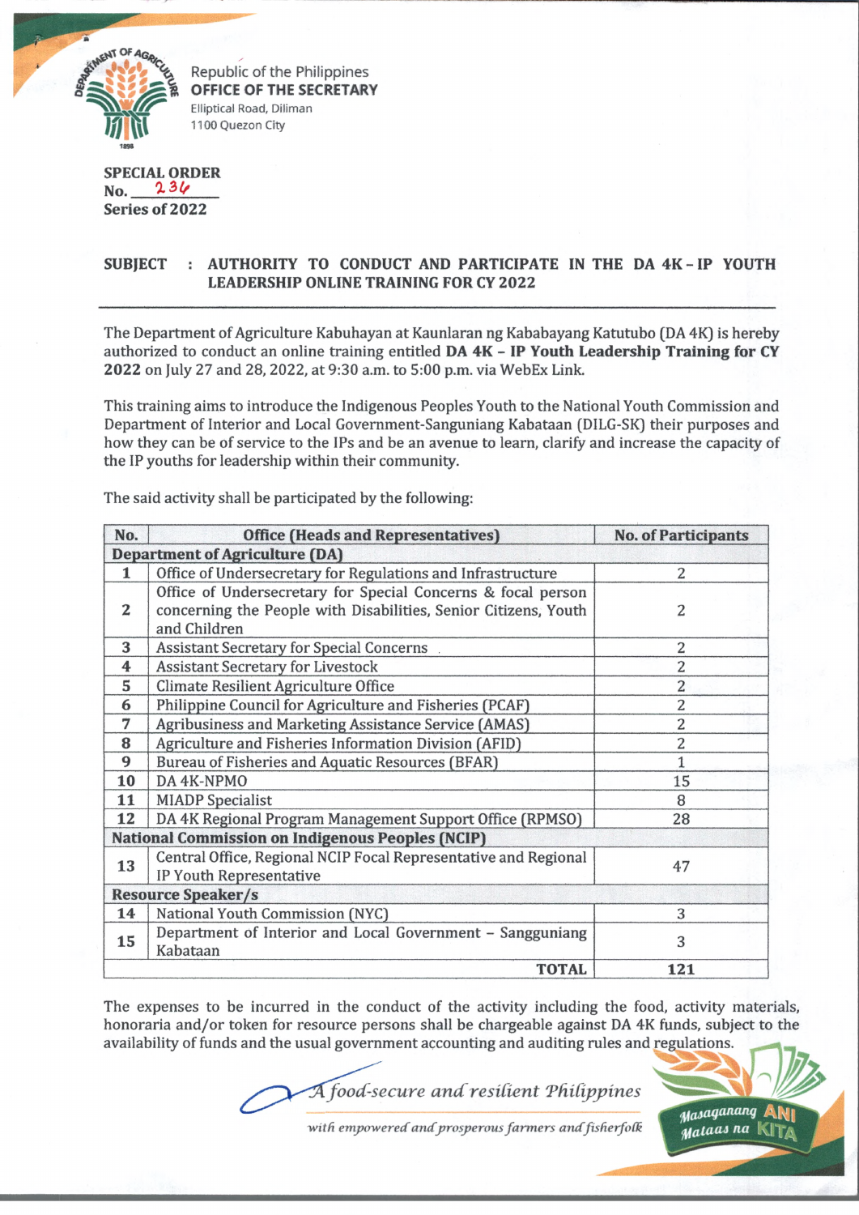Republic of the Philippines
**OFFICE OF THE SECRETARY**
Elliptical Road, Diliman
1100 Quezon City

**SPECIAL ORDER**
**No. 236**
**Series of 2022**

**SUBJECT : AUTHORITY TO CONDUCT AND PARTICIPATE IN THE DA 4K – IP YOUTH LEADERSHIP ONLINE TRAINING FOR CY 2022**

---

The Department of Agriculture Kabuhayan at Kaunlaran ng Kababayang Katutubo (DA 4K) is hereby authorized to conduct an online training entitled **DA 4K – IP Youth Leadership Training for CY 2022** on July 27 and 28, 2022, at 9:30 a.m. to 5:00 p.m. via WebEx Link.

This training aims to introduce the Indigenous Peoples Youth to the National Youth Commission and Department of Interior and Local Government-Sanguniang Kabataan (DILG-SK) their purposes and how they can be of service to the IPs and be an avenue to learn, clarify and increase the capacity of the IP youths for leadership within their community.

The said activity shall be participated by the following:

| No. | Office (Heads and Representatives) | No. of Participants |
|---|---|---|
| **Department of Agriculture (DA)** | | |
| 1 | Office of Undersecretary for Regulations and Infrastructure | 2 |
| 2 | Office of Undersecretary for Special Concerns & focal person concerning the People with Disabilities, Senior Citizens, Youth and Children | 2 |
| 3 | Assistant Secretary for Special Concerns | 2 |
| 4 | Assistant Secretary for Livestock | 2 |
| 5 | Climate Resilient Agriculture Office | 2 |
| 6 | Philippine Council for Agriculture and Fisheries (PCAF) | 2 |
| 7 | Agribusiness and Marketing Assistance Service (AMAS) | 2 |
| 8 | Agriculture and Fisheries Information Division (AFID) | 2 |
| 9 | Bureau of Fisheries and Aquatic Resources (BFAR) | 1 |
| 10 | DA 4K-NPMO | 15 |
| 11 | MIADP Specialist | 8 |
| 12 | DA 4K Regional Program Management Support Office (RPMSO) | 28 |
| **National Commission on Indigenous Peoples (NCIP)** | | |
| 13 | Central Office, Regional NCIP Focal Representative and Regional IP Youth Representative | 47 |
| **Resource Speaker/s** | | |
| 14 | National Youth Commission (NYC) | 3 |
| 15 | Department of Interior and Local Government – Sangguniang Kabataan | 3 |
| | **TOTAL** | **121** |

The expenses to be incurred in the conduct of the activity including the food, activity materials, honoraria and/or token for resource persons shall be chargeable against DA 4K funds, subject to the availability of funds and the usual government accounting and auditing rules and regulations.

*A food-secure and resilient Philippines*
*with empowered and prosperous farmers and fisherfolk*

Masaganang ANI Mataas na KITA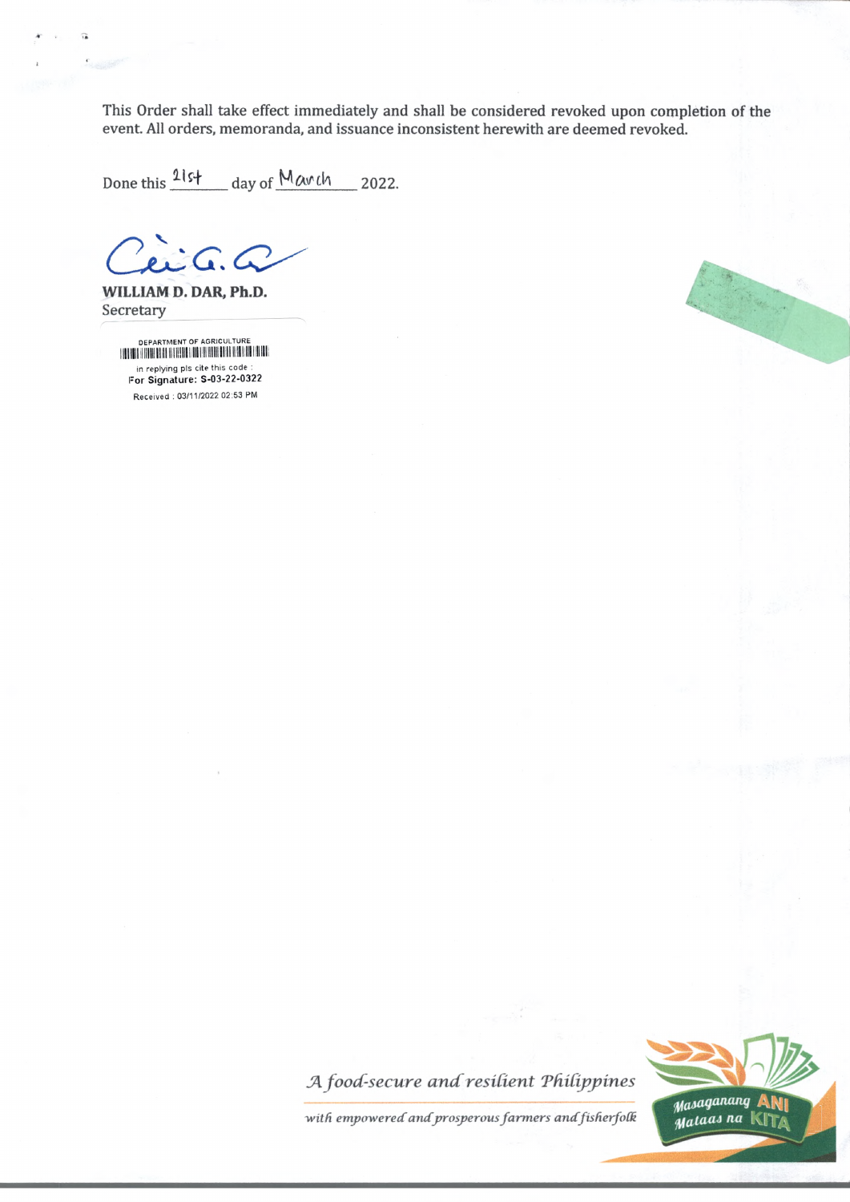This Order shall take effect immediately and shall be considered revoked upon completion of the event. All orders, memoranda, and issuance inconsistent herewith are deemed revoked.

Done this 21st day of March 2022.

**WILLIAM D. DAR, Ph.D.**
Secretary

DEPARTMENT OF AGRICULTURE
in replying pls cite this code :
**For Signature: S-03-22-0322**
Received : 03/11/2022 02:53 PM

*A food-secure and resilient Philippines*
*with empowered and prosperous farmers and fisherfolk*

Masaganang ANI Mataas na KITA